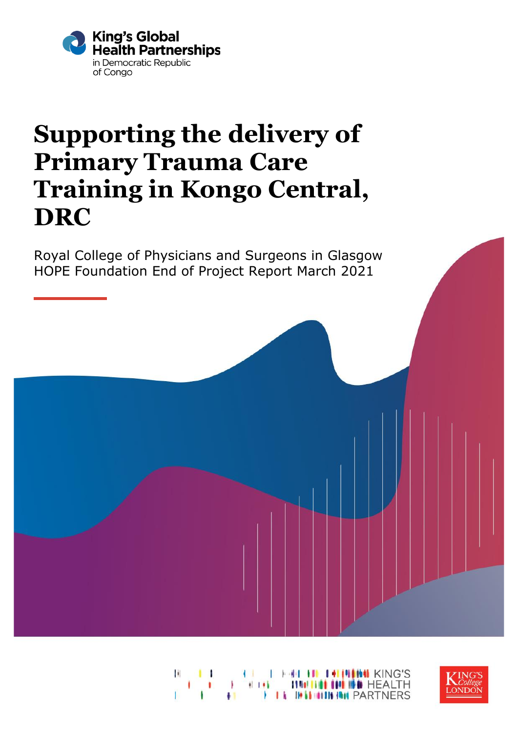King's Global Health Partnerships
in Democratic Republic of Congo

# Supporting the delivery of Primary Trauma Care Training in Kongo Central, DRC

Royal College of Physicians and Surgeons in Glasgow
HOPE Foundation End of Project Report March 2021

KING'S HEALTH PARTNERS

KING'S College LONDON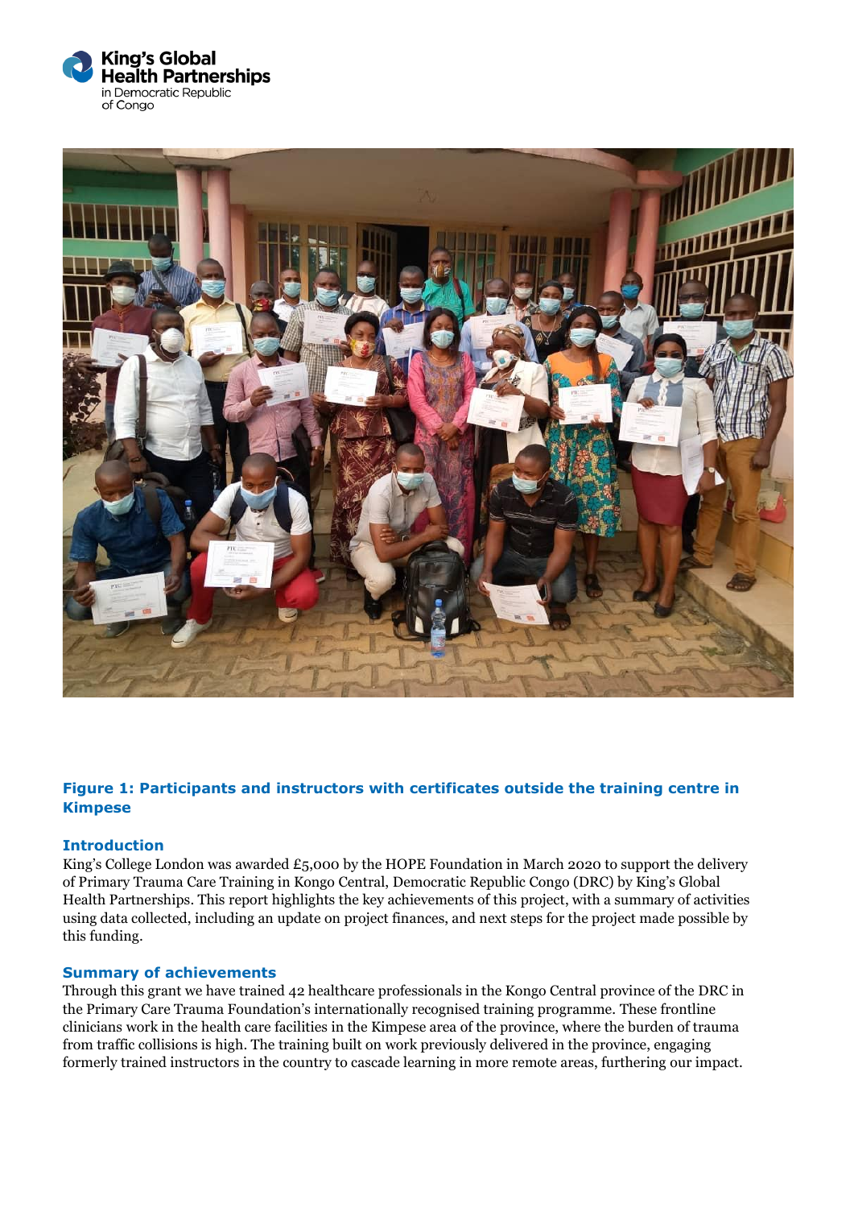**Figure 1: Participants and instructors with certificates outside the training centre in Kimpese**

## Introduction

King's College London was awarded £5,000 by the HOPE Foundation in March 2020 to support the delivery of Primary Trauma Care Training in Kongo Central, Democratic Republic Congo (DRC) by King's Global Health Partnerships. This report highlights the key achievements of this project, with a summary of activities using data collected, including an update on project finances, and next steps for the project made possible by this funding.

## Summary of achievements

Through this grant we have trained 42 healthcare professionals in the Kongo Central province of the DRC in the Primary Care Trauma Foundation's internationally recognised training programme. These frontline clinicians work in the health care facilities in the Kimpese area of the province, where the burden of trauma from traffic collisions is high. The training built on work previously delivered in the province, engaging formerly trained instructors in the country to cascade learning in more remote areas, furthering our impact.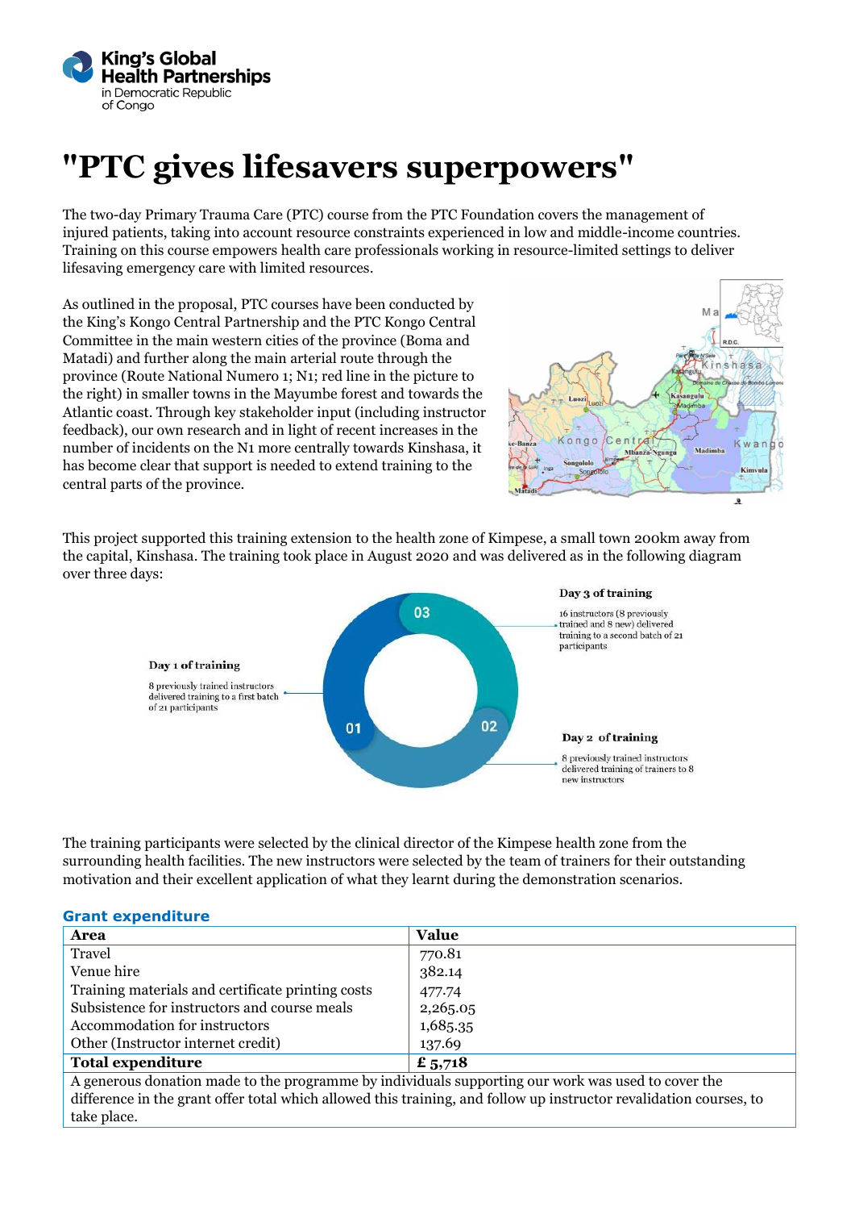King's Global Health Partnerships in Democratic Republic of Congo

# "PTC gives lifesavers superpowers"

The two-day Primary Trauma Care (PTC) course from the PTC Foundation covers the management of injured patients, taking into account resource constraints experienced in low and middle-income countries. Training on this course empowers health care professionals working in resource-limited settings to deliver lifesaving emergency care with limited resources.

As outlined in the proposal, PTC courses have been conducted by the King's Kongo Central Partnership and the PTC Kongo Central Committee in the main western cities of the province (Boma and Matadi) and further along the main arterial route through the province (Route National Numero 1; N1; red line in the picture to the right) in smaller towns in the Mayumbe forest and towards the Atlantic coast. Through key stakeholder input (including instructor feedback), our own research and in light of recent increases in the number of incidents on the N1 more centrally towards Kinshasa, it has become clear that support is needed to extend training to the central parts of the province.

This project supported this training extension to the health zone of Kimpese, a small town 200km away from the capital, Kinshasa. The training took place in August 2020 and was delivered as in the following diagram over three days:

**Day 1 of training**

8 previously trained instructors delivered training to a first batch of 21 participants

**Day 2 of training**

8 previously trained instructors delivered training of trainers to 8 new instructors

**Day 3 of training**

16 instructors (8 previously trained and 8 new) delivered training to a second batch of 21 participants

The training participants were selected by the clinical director of the Kimpese health zone from the surrounding health facilities. The new instructors were selected by the team of trainers for their outstanding motivation and their excellent application of what they learnt during the demonstration scenarios.

### Grant expenditure

| Area | Value |
|---|---|
| Travel | 770.81 |
| Venue hire | 382.14 |
| Training materials and certificate printing costs | 477.74 |
| Subsistence for instructors and course meals | 2,265.05 |
| Accommodation for instructors | 1,685.35 |
| Other (Instructor internet credit) | 137.69 |
| **Total expenditure** | **£ 5,718** |

A generous donation made to the programme by individuals supporting our work was used to cover the difference in the grant offer total which allowed this training, and follow up instructor revalidation courses, to take place.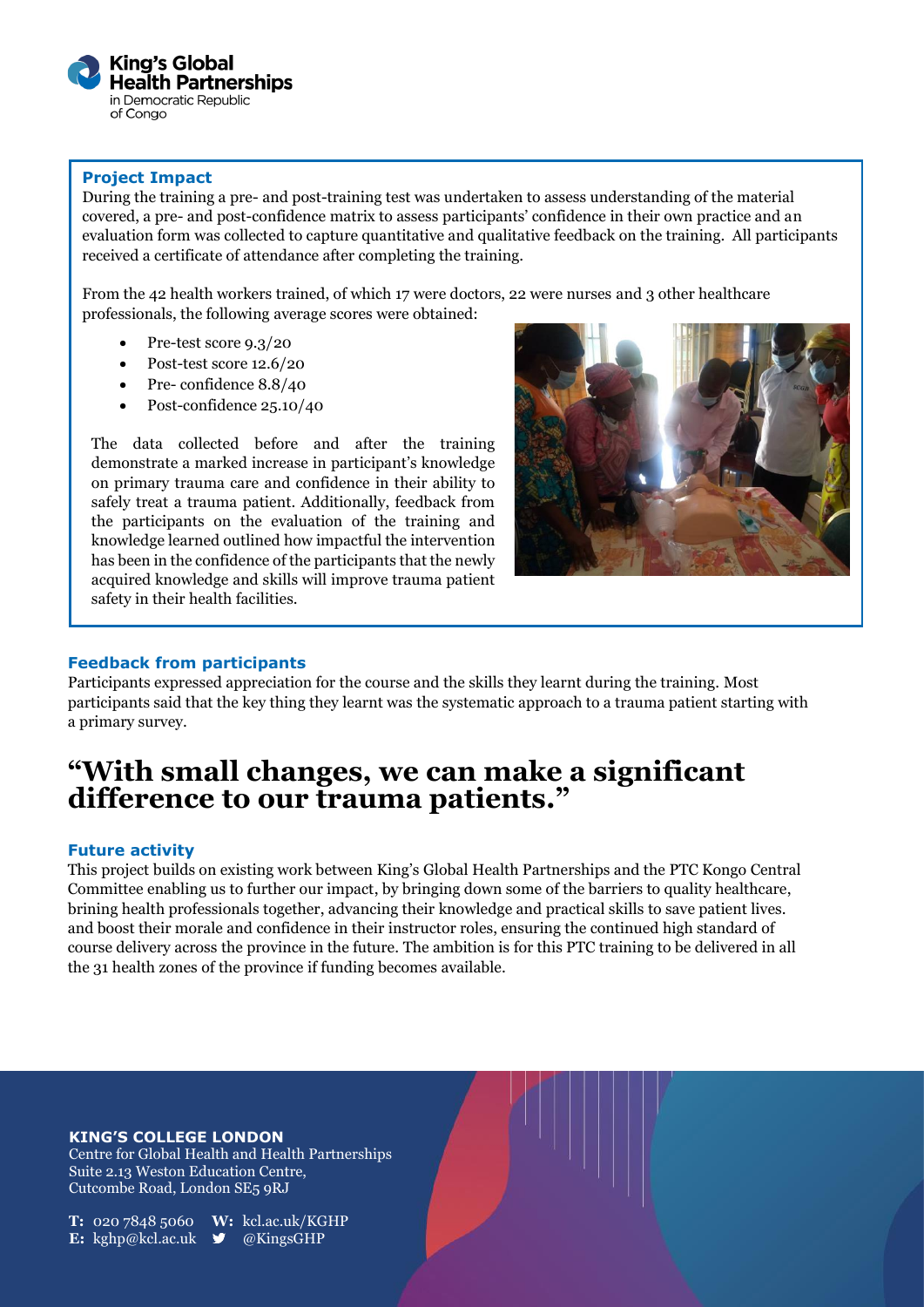King's Global Health Partnerships in Democratic Republic of Congo

### Project Impact

During the training a pre- and post-training test was undertaken to assess understanding of the material covered, a pre- and post-confidence matrix to assess participants' confidence in their own practice and an evaluation form was collected to capture quantitative and qualitative feedback on the training. All participants received a certificate of attendance after completing the training.

From the 42 health workers trained, of which 17 were doctors, 22 were nurses and 3 other healthcare professionals, the following average scores were obtained:

- Pre-test score 9.3/20
- Post-test score 12.6/20
- Pre- confidence 8.8/40
- Post-confidence 25.10/40

The data collected before and after the training demonstrate a marked increase in participant's knowledge on primary trauma care and confidence in their ability to safely treat a trauma patient. Additionally, feedback from the participants on the evaluation of the training and knowledge learned outlined how impactful the intervention has been in the confidence of the participants that the newly acquired knowledge and skills will improve trauma patient safety in their health facilities.

### Feedback from participants

Participants expressed appreciation for the course and the skills they learnt during the training. Most participants said that the key thing they learnt was the systematic approach to a trauma patient starting with a primary survey.

## "With small changes, we can make a significant difference to our trauma patients."

### Future activity

This project builds on existing work between King's Global Health Partnerships and the PTC Kongo Central Committee enabling us to further our impact, by bringing down some of the barriers to quality healthcare, brining health professionals together, advancing their knowledge and practical skills to save patient lives. and boost their morale and confidence in their instructor roles, ensuring the continued high standard of course delivery across the province in the future. The ambition is for this PTC training to be delivered in all the 31 health zones of the province if funding becomes available.

**KING'S COLLEGE LONDON**
Centre for Global Health and Health Partnerships
Suite 2.13 Weston Education Centre,
Cutcombe Road, London SE5 9RJ

**T:** 020 7848 5060 **W:** kcl.ac.uk/KGHP
**E:** kghp@kcl.ac.uk @KingsGHP